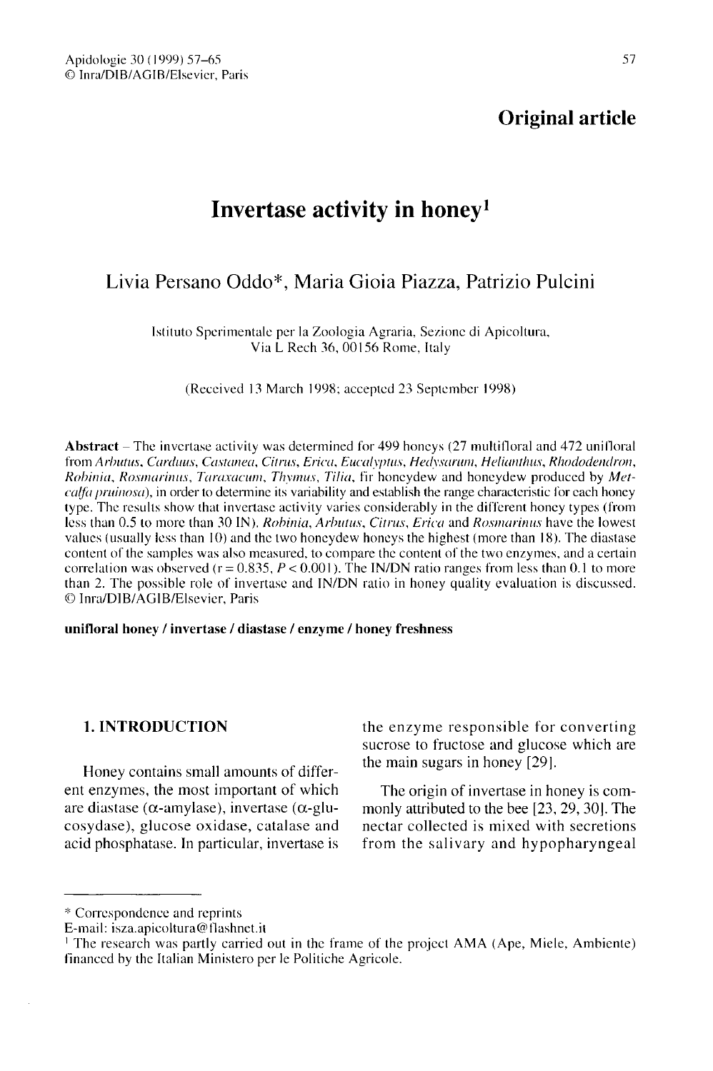Original article

# Invertase activity in honey[1]

Livia Persano Oddo*, Maria Gioia Piazza, Patrizio Pulcini

Istituto Sperimentale per la Zoologia Agraria, Sezione di Apicoltura, Via L Rech 36, 00156 Rome, Italy

(Received 13 March 1998; accepted 23 September 1998)

**Abstract** – The invertase activity was determined for 499 honeys (27 multifloral and 472 unifloral from *Arbutus, Carduus, Castanea, Citrus, Erica, Eucalyptus, Hedysarum, Helianthus, Rhododendron, Robinia, Rosmarinus, Taraxacum, Thymus, Tilia*, fir honeydew and honeydew produced by *Metcalfa pruinosa*), in order to determine its variability and establish the range characteristic for each honey type. The results show that invertase activity varies considerably in the different honey types (from less than 0.5 to more than 30 IN). *Robinia, Arbutus, Citrus, Erica* and *Rosmarinus* have the lowest values (usually less than 10) and the two honeydew honeys the highest (more than 18). The diastase content of the samples was also measured, to compare the content of the two enzymes, and a certain correlation was observed ($r = 0.835$, $P < 0.001$). The IN/DN ratio ranges from less than 0.1 to more than 2. The possible role of invertase and IN/DN ratio in honey quality evaluation is discussed. © Inra/DIB/AGIB/Elsevier, Paris

**unifloral honey / invertase / diastase / enzyme / honey freshness**

## 1. INTRODUCTION

Honey contains small amounts of different enzymes, the most important of which are diastase (α-amylase), invertase (α-glucosydase), glucose oxidase, catalase and acid phosphatase. In particular, invertase is the enzyme responsible for converting sucrose to fructose and glucose which are the main sugars in honey [29].

The origin of invertase in honey is commonly attributed to the bee [23, 29, 30]. The nectar collected is mixed with secretions from the salivary and hypopharyngeal

---

* Correspondence and reprints
E-mail: isza.apicoltura@flashnet.it

[1] The research was partly carried out in the frame of the project AMA (Ape, Miele, Ambiente) financed by the Italian Ministero per le Politiche Agricole.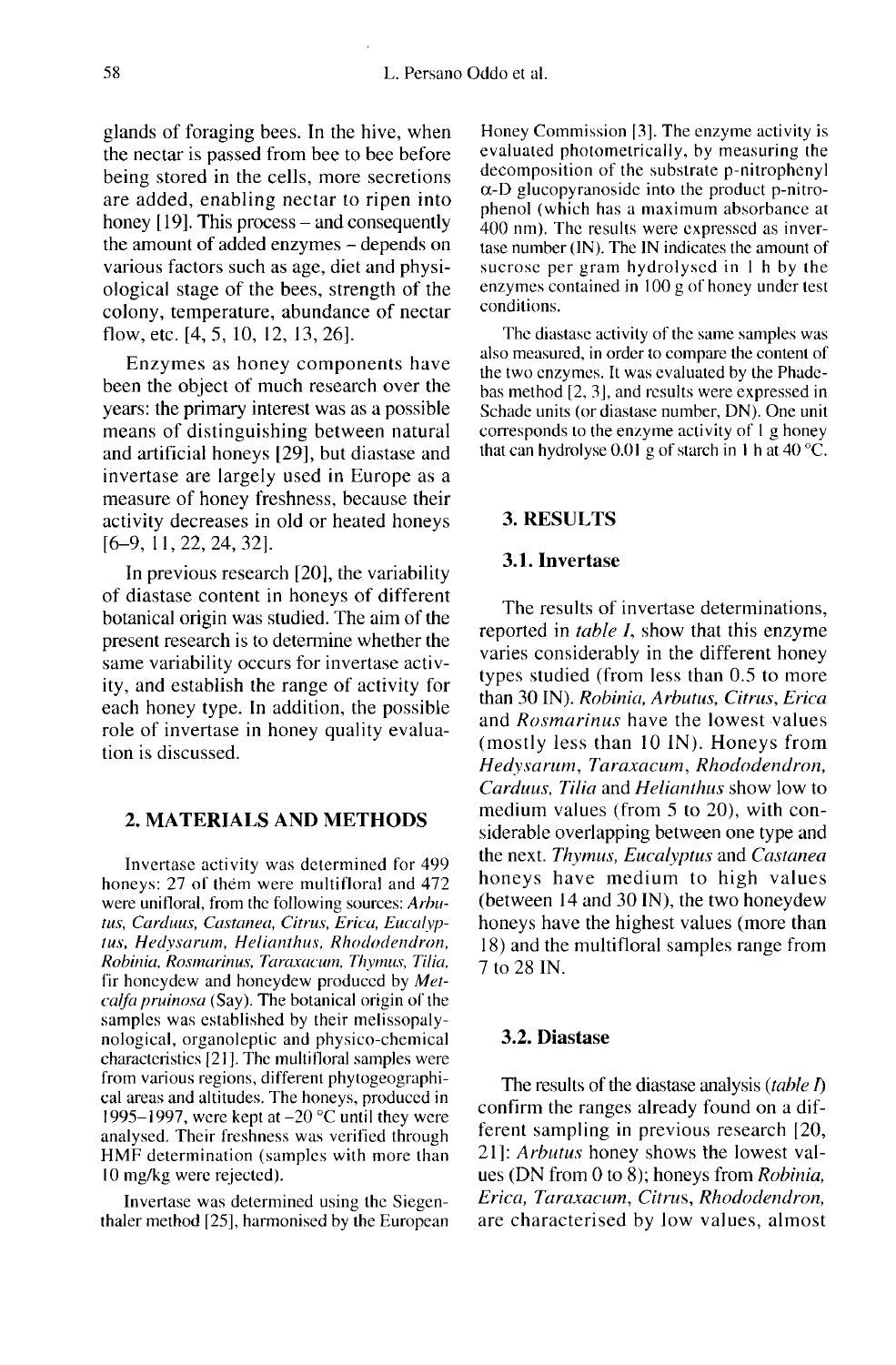glands of foraging bees. In the hive, when the nectar is passed from bee to bee before being stored in the cells, more secretions are added, enabling nectar to ripen into honey [19]. This process – and consequently the amount of added enzymes – depends on various factors such as age, diet and physiological stage of the bees, strength of the colony, temperature, abundance of nectar flow, etc. [4, 5, 10, 12, 13, 26].

Enzymes as honey components have been the object of much research over the years: the primary interest was as a possible means of distinguishing between natural and artificial honeys [29], but diastase and invertase are largely used in Europe as a measure of honey freshness, because their activity decreases in old or heated honeys [6–9, 11, 22, 24, 32].

In previous research [20], the variability of diastase content in honeys of different botanical origin was studied. The aim of the present research is to determine whether the same variability occurs for invertase activity, and establish the range of activity for each honey type. In addition, the possible role of invertase in honey quality evaluation is discussed.

## 2. MATERIALS AND METHODS

Invertase activity was determined for 499 honeys: 27 of them were multifloral and 472 were unifloral, from the following sources: *Arbutus, Carduus, Castanea, Citrus, Erica, Eucalyptus, Hedysarum, Helianthus, Rhododendron, Robinia, Rosmarinus, Taraxacum, Thymus, Tilia,* fir honeydew and honeydew produced by *Metcalfa pruinosa* (Say). The botanical origin of the samples was established by their melissopalynological, organoleptic and physico-chemical characteristics [21]. The multifloral samples were from various regions, different phytogeographical areas and altitudes. The honeys, produced in 1995–1997, were kept at –20 °C until they were analysed. Their freshness was verified through HMF determination (samples with more than 10 mg/kg were rejected).

Invertase was determined using the Siegenthaler method [25], harmonised by the European Honey Commission [3]. The enzyme activity is evaluated photometrically, by measuring the decomposition of the substrate p-nitrophenyl α-D glucopyranoside into the product p-nitrophenol (which has a maximum absorbance at 400 nm). The results were expressed as invertase number (IN). The IN indicates the amount of sucrose per gram hydrolysed in 1 h by the enzymes contained in 100 g of honey under test conditions.

The diastase activity of the same samples was also measured, in order to compare the content of the two enzymes. It was evaluated by the Phadebas method [2, 3], and results were expressed in Schade units (or diastase number, DN). One unit corresponds to the enzyme activity of 1 g honey that can hydrolyse 0.01 g of starch in 1 h at 40 °C.

## 3. RESULTS

### 3.1. Invertase

The results of invertase determinations, reported in *table I*, show that this enzyme varies considerably in the different honey types studied (from less than 0.5 to more than 30 IN). *Robinia, Arbutus, Citrus, Erica* and *Rosmarinus* have the lowest values (mostly less than 10 IN). Honeys from *Hedysarum, Taraxacum, Rhododendron, Carduus, Tilia* and *Helianthus* show low to medium values (from 5 to 20), with considerable overlapping between one type and the next. *Thymus, Eucalyptus* and *Castanea* honeys have medium to high values (between 14 and 30 IN), the two honeydew honeys have the highest values (more than 18) and the multifloral samples range from 7 to 28 IN.

### 3.2. Diastase

The results of the diastase analysis (*table I*) confirm the ranges already found on a different sampling in previous research [20, 21]: *Arbutus* honey shows the lowest values (DN from 0 to 8); honeys from *Robinia, Erica, Taraxacum, Citrus, Rhododendron,* are characterised by low values, almost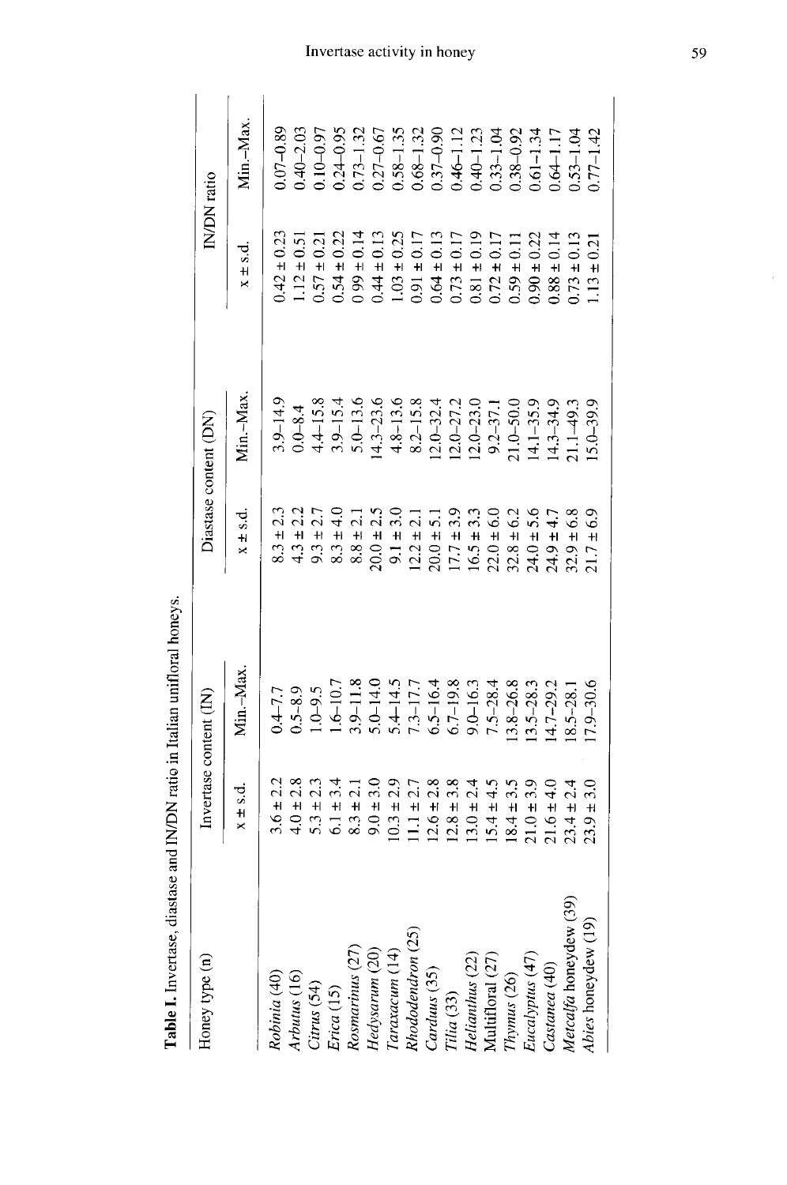**Table I.** Invertase, diastase and IN/DN ratio in Italian unifloral honeys.

| Honey type (n) | Invertase content (IN) | | Diastase content (DN) | | IN/DN ratio | |
|---|---|---|---|---|---|---|
| | x ± s.d. | Min.–Max. | x ± s.d. | Min.–Max. | x ± s.d. | Min.–Max. |
| *Robinia* (40) | 3.6 ± 2.2 | 0.4–7.7 | 8.3 ± 2.3 | 3.9–14.9 | 0.42 ± 0.23 | 0.07–0.89 |
| *Arbutus* (16) | 4.0 ± 2.8 | 0.5–8.9 | 4.3 ± 2.2 | 0.0–8.4 | 1.12 ± 0.51 | 0.40–2.03 |
| *Citrus* (54) | 5.3 ± 2.3 | 1.0–9.5 | 9.3 ± 2.7 | 4.4–15.8 | 0.57 ± 0.21 | 0.10–0.97 |
| *Erica* (15) | 6.1 ± 3.4 | 1.6–10.7 | 8.3 ± 4.0 | 3.9–15.4 | 0.54 ± 0.22 | 0.24–0.95 |
| *Rosmarinus* (27) | 8.3 ± 2.1 | 3.9–11.8 | 8.8 ± 2.1 | 5.0–13.6 | 0.99 ± 0.14 | 0.73–1.32 |
| *Hedysarum* (20) | 9.0 ± 3.0 | 5.0–14.0 | 20.0 ± 2.5 | 14.3–23.6 | 0.44 ± 0.13 | 0.27–0.67 |
| *Taraxacum* (14) | 10.3 ± 2.9 | 5.4–14.5 | 9.1 ± 3.0 | 4.8–13.6 | 1.03 ± 0.25 | 0.58–1.35 |
| *Rhododendron* (25) | 11.1 ± 2.7 | 7.3–17.7 | 12.2 ± 2.1 | 8.2–15.8 | 0.91 ± 0.17 | 0.68–1.32 |
| *Carduus* (35) | 12.6 ± 2.8 | 6.5–16.4 | 20.0 ± 5.1 | 12.0–32.4 | 0.64 ± 0.13 | 0.37–0.90 |
| *Tilia* (33) | 12.8 ± 3.8 | 6.7–19.8 | 17.7 ± 3.9 | 12.0–27.2 | 0.73 ± 0.17 | 0.46–1.12 |
| *Helianthus* (22) | 13.0 ± 2.4 | 9.0–16.3 | 16.5 ± 3.3 | 12.0–23.0 | 0.81 ± 0.19 | 0.40–1.23 |
| Multifloral (27) | 15.4 ± 4.5 | 7.5–28.4 | 22.0 ± 6.0 | 9.2–37.1 | 0.72 ± 0.17 | 0.33–1.04 |
| *Thymus* (26) | 18.4 ± 3.5 | 13.8–26.8 | 32.8 ± 6.2 | 21.0–50.0 | 0.59 ± 0.11 | 0.38–0.92 |
| *Eucalyptus* (47) | 21.0 ± 3.9 | 13.5–28.3 | 24.0 ± 5.6 | 14.1–35.9 | 0.90 ± 0.22 | 0.61–1.34 |
| *Castanea* (40) | 21.6 ± 4.0 | 14.7–29.2 | 24.9 ± 4.7 | 14.3–34.9 | 0.88 ± 0.14 | 0.64–1.17 |
| *Metcalfa* honeydew (39) | 23.4 ± 2.4 | 18.5–28.1 | 32.9 ± 6.8 | 21.1–49.3 | 0.73 ± 0.13 | 0.53–1.04 |
| *Abies* honeydew (19) | 23.9 ± 3.0 | 17.9–30.6 | 21.7 ± 6.9 | 15.0–39.9 | 1.13 ± 0.21 | 0.77–1.42 |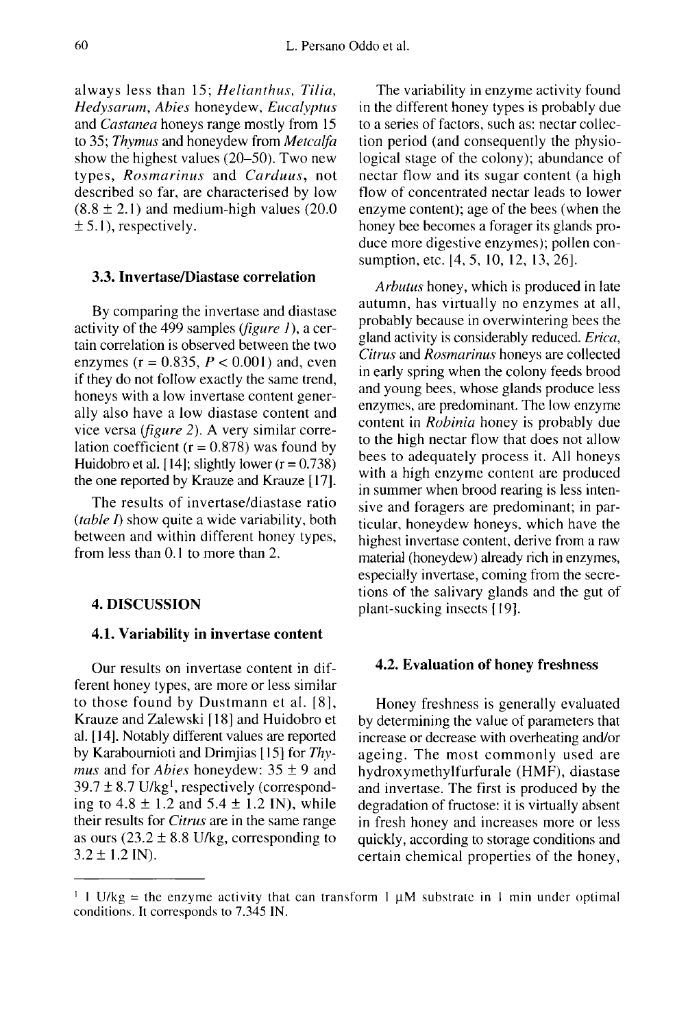always less than 15; *Helianthus*, *Tilia*, *Hedysarum*, *Abies* honeydew, *Eucalyptus* and *Castanea* honeys range mostly from 15 to 35; *Thymus* and honeydew from *Metcalfa* show the highest values (20–50). Two new types, *Rosmarinus* and *Carduus*, not described so far, are characterised by low (8.8 ± 2.1) and medium-high values (20.0 ± 5.1), respectively.

### 3.3. Invertase/Diastase correlation

By comparing the invertase and diastase activity of the 499 samples (*figure 1*), a certain correlation is observed between the two enzymes ($r = 0.835$, $P < 0.001$) and, even if they do not follow exactly the same trend, honeys with a low invertase content generally also have a low diastase content and vice versa (*figure 2*). A very similar correlation coefficient ($r = 0.878$) was found by Huidobro et al. [14]; slightly lower ($r = 0.738$) the one reported by Krauze and Krauze [17].

The results of invertase/diastase ratio (*table I*) show quite a wide variability, both between and within different honey types, from less than 0.1 to more than 2.

## 4. DISCUSSION

### 4.1. Variability in invertase content

Our results on invertase content in different honey types, are more or less similar to those found by Dustmann et al. [8], Krauze and Zalewski [18] and Huidobro et al. [14]. Notably different values are reported by Karabournioti and Drimjias [15] for *Thymus* and for *Abies* honeydew: 35 ± 9 and 39.7 ± 8.7 U/kg[1], respectively (corresponding to 4.8 ± 1.2 and 5.4 ± 1.2 IN), while their results for *Citrus* are in the same range as ours (23.2 ± 8.8 U/kg, corresponding to 3.2 ± 1.2 IN).

The variability in enzyme activity found in the different honey types is probably due to a series of factors, such as: nectar collection period (and consequently the physiological stage of the colony); abundance of nectar flow and its sugar content (a high flow of concentrated nectar leads to lower enzyme content); age of the bees (when the honey bee becomes a forager its glands produce more digestive enzymes); pollen consumption, etc. [4, 5, 10, 12, 13, 26].

*Arbutus* honey, which is produced in late autumn, has virtually no enzymes at all, probably because in overwintering bees the gland activity is considerably reduced. *Erica*, *Citrus* and *Rosmarinus* honeys are collected in early spring when the colony feeds brood and young bees, whose glands produce less enzymes, are predominant. The low enzyme content in *Robinia* honey is probably due to the high nectar flow that does not allow bees to adequately process it. All honeys with a high enzyme content are produced in summer when brood rearing is less intensive and foragers are predominant; in particular, honeydew honeys, which have the highest invertase content, derive from a raw material (honeydew) already rich in enzymes, especially invertase, coming from the secretions of the salivary glands and the gut of plant-sucking insects [19].

### 4.2. Evaluation of honey freshness

Honey freshness is generally evaluated by determining the value of parameters that increase or decrease with overheating and/or ageing. The most commonly used are hydroxymethylfurfurale (HMF), diastase and invertase. The first is produced by the degradation of fructose: it is virtually absent in fresh honey and increases more or less quickly, according to storage conditions and certain chemical properties of the honey,

[1] 1 U/kg = the enzyme activity that can transform 1 μM substrate in 1 min under optimal conditions. It corresponds to 7.345 IN.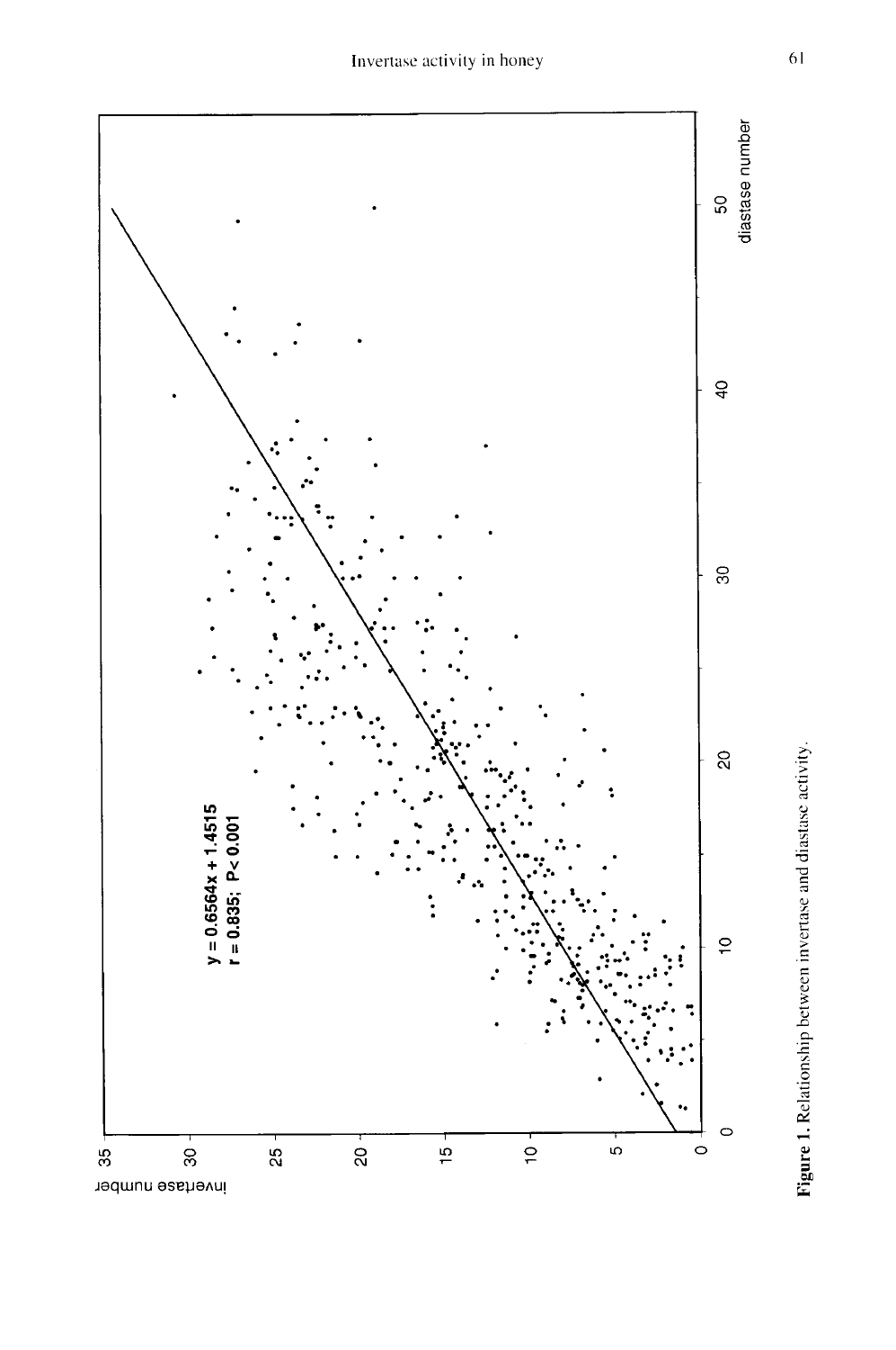y = 0.6564x + 1.4515
r = 0.835; P< 0.001

**Figure 1.** Relationship between invertase and diastase activity.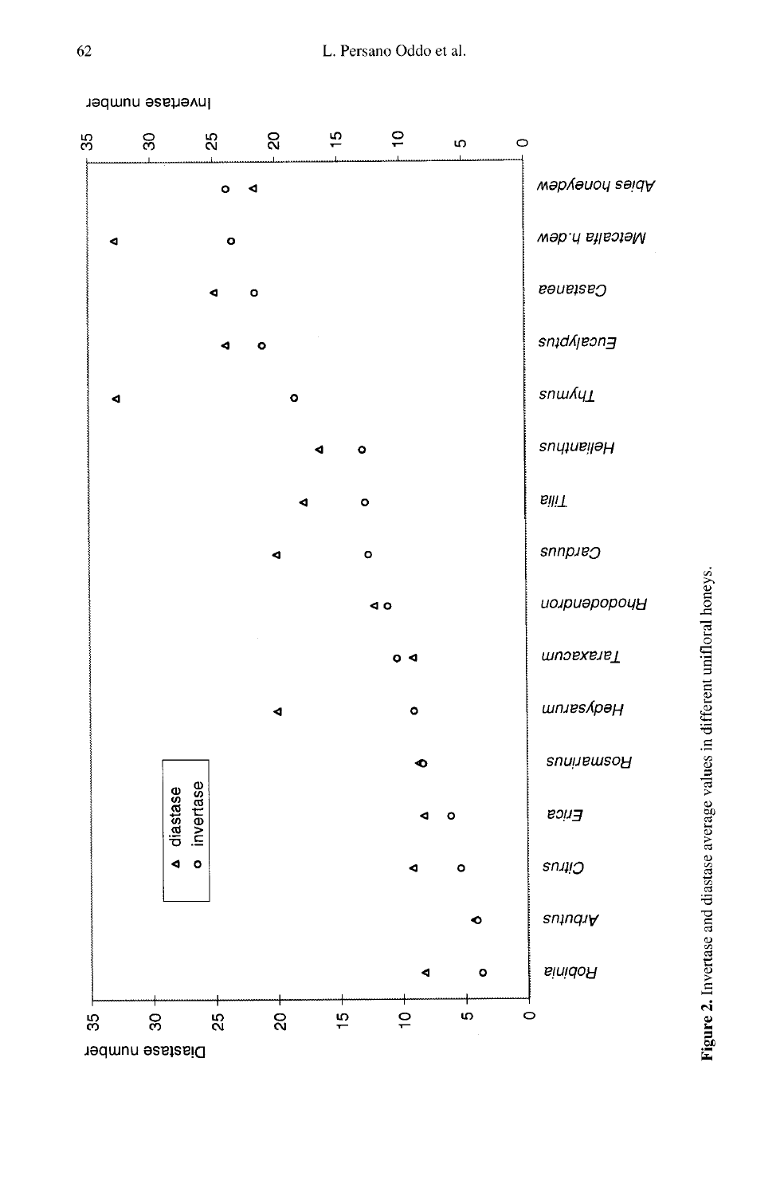**Figure 2.** Invertase and diastase average values in different unifloral honeys.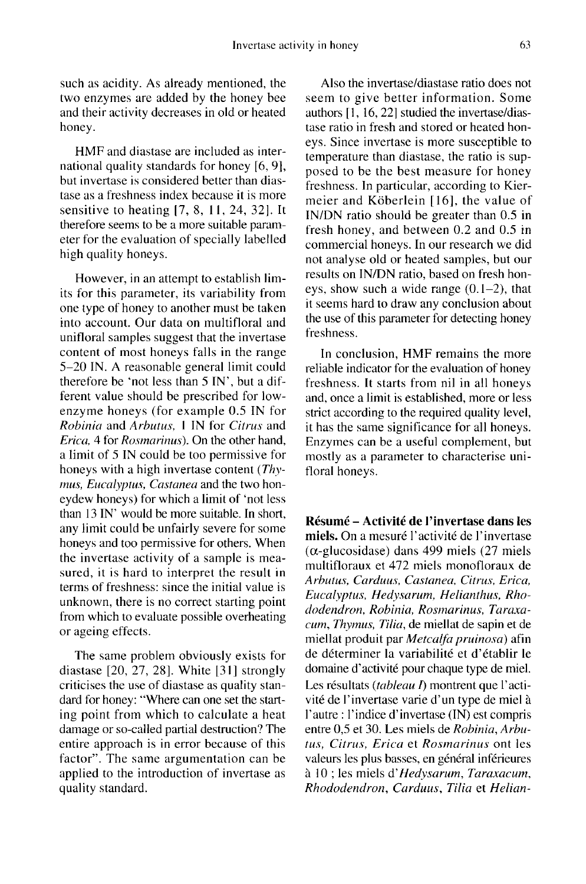such as acidity. As already mentioned, the two enzymes are added by the honey bee and their activity decreases in old or heated honey.

HMF and diastase are included as international quality standards for honey [6, 9], but invertase is considered better than diastase as a freshness index because it is more sensitive to heating [7, 8, 11, 24, 32]. It therefore seems to be a more suitable parameter for the evaluation of specially labelled high quality honeys.

However, in an attempt to establish limits for this parameter, its variability from one type of honey to another must be taken into account. Our data on multifloral and unifloral samples suggest that the invertase content of most honeys falls in the range 5–20 IN. A reasonable general limit could therefore be 'not less than 5 IN', but a different value should be prescribed for low-enzyme honeys (for example 0.5 IN for *Robinia* and *Arbutus*, 1 IN for *Citrus* and *Erica*, 4 for *Rosmarinus*). On the other hand, a limit of 5 IN could be too permissive for honeys with a high invertase content (*Thymus, Eucalyptus, Castanea* and the two honeydew honeys) for which a limit of 'not less than 13 IN' would be more suitable. In short, any limit could be unfairly severe for some honeys and too permissive for others. When the invertase activity of a sample is measured, it is hard to interpret the result in terms of freshness: since the initial value is unknown, there is no correct starting point from which to evaluate possible overheating or ageing effects.

The same problem obviously exists for diastase [20, 27, 28]. White [31] strongly criticises the use of diastase as quality standard for honey: "Where can one set the starting point from which to calculate a heat damage or so-called partial destruction? The entire approach is in error because of this factor". The same argumentation can be applied to the introduction of invertase as quality standard.

Also the invertase/diastase ratio does not seem to give better information. Some authors [1, 16, 22] studied the invertase/diastase ratio in fresh and stored or heated honeys. Since invertase is more susceptible to temperature than diastase, the ratio is supposed to be the best measure for honey freshness. In particular, according to Kiermeier and Köberlein [16], the value of IN/DN ratio should be greater than 0.5 in fresh honey, and between 0.2 and 0.5 in commercial honeys. In our research we did not analyse old or heated samples, but our results on IN/DN ratio, based on fresh honeys, show such a wide range (0.1–2), that it seems hard to draw any conclusion about the use of this parameter for detecting honey freshness.

In conclusion, HMF remains the more reliable indicator for the evaluation of honey freshness. It starts from nil in all honeys and, once a limit is established, more or less strict according to the required quality level, it has the same significance for all honeys. Enzymes can be a useful complement, but mostly as a parameter to characterise unifloral honeys.

**Résumé – Activité de l'invertase dans les miels.** On a mesuré l'activité de l'invertase ($\alpha$-glucosidase) dans 499 miels (27 miels multifloraux et 472 miels monofloraux de *Arbutus, Carduus, Castanea, Citrus, Erica, Eucalyptus, Hedysarum, Helianthus, Rhododendron, Robinia, Rosmarinus, Taraxacum, Thymus, Tilia*, de miellat de sapin et de miellat produit par *Metcalfa pruinosa*) afin de déterminer la variabilité et d'établir le domaine d'activité pour chaque type de miel. Les résultats (*tableau I*) montrent que l'activité de l'invertase varie d'un type de miel à l'autre : l'indice d'invertase (IN) est compris entre 0,5 et 30. Les miels de *Robinia, Arbutus, Citrus, Erica* et *Rosmarinus* ont les valeurs les plus basses, en général inférieures à 10 ; les miels d'*Hedysarum, Taraxacum, Rhododendron, Carduus, Tilia* et *Helian-*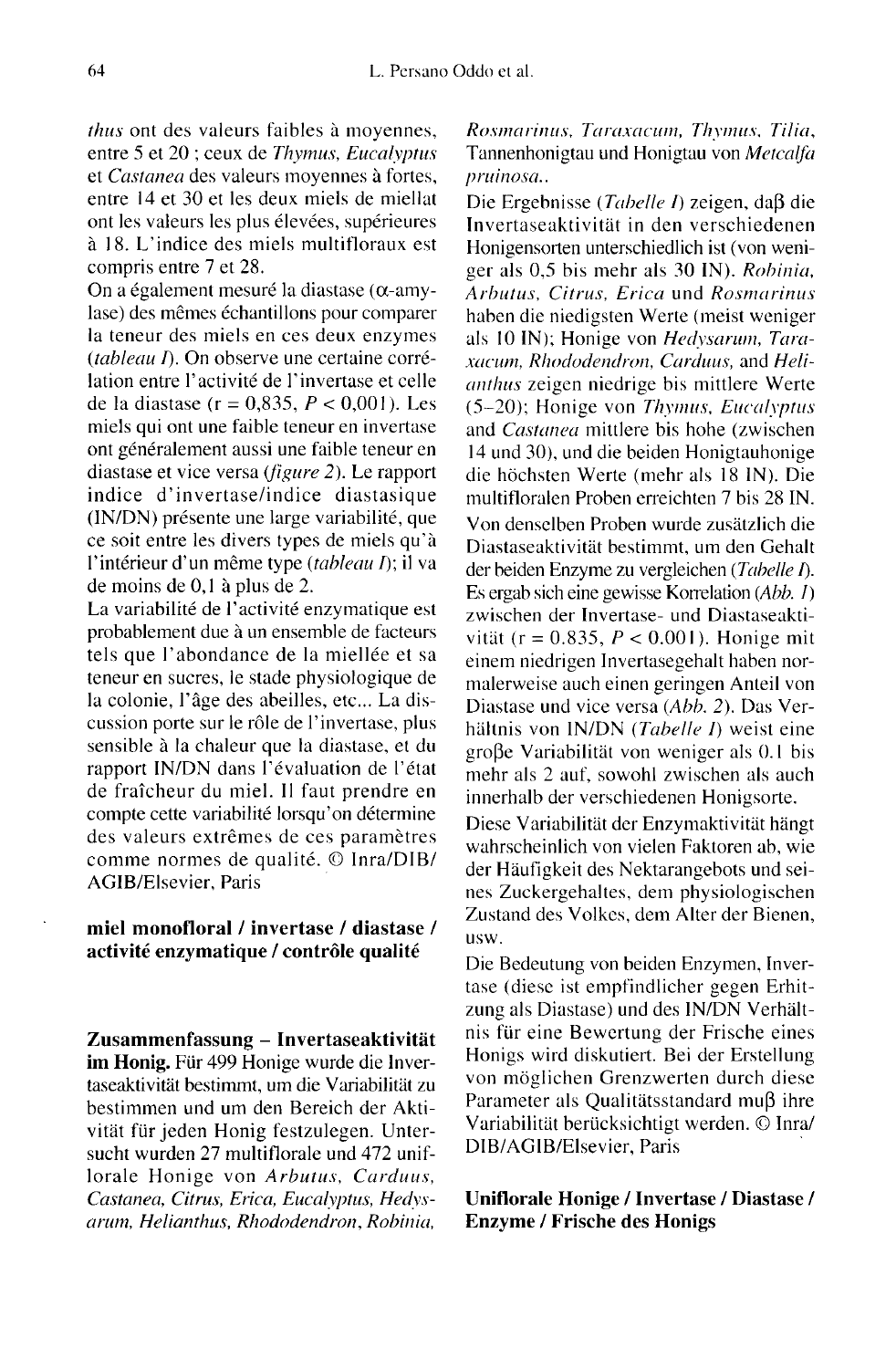*thus* ont des valeurs faibles à moyennes, entre 5 et 20 ; ceux de *Thymus*, *Eucalyptus* et *Castanea* des valeurs moyennes à fortes, entre 14 et 30 et les deux miels de miellat ont les valeurs les plus élevées, supérieures à 18. L'indice des miels multifloraux est compris entre 7 et 28.

On a également mesuré la diastase (α-amylase) des mêmes échantillons pour comparer la teneur des miels en ces deux enzymes (*tableau I*). On observe une certaine corrélation entre l'activité de l'invertase et celle de la diastase ($r = 0,835$, $P < 0,001$). Les miels qui ont une faible teneur en invertase ont généralement aussi une faible teneur en diastase et vice versa (*figure 2*). Le rapport indice d'invertase/indice diastasique (IN/DN) présente une large variabilité, que ce soit entre les divers types de miels qu'à l'intérieur d'un même type (*tableau I*); il va de moins de 0,1 à plus de 2.

La variabilité de l'activité enzymatique est probablement due à un ensemble de facteurs tels que l'abondance de la miellée et sa teneur en sucres, le stade physiologique de la colonie, l'âge des abeilles, etc... La discussion porte sur le rôle de l'invertase, plus sensible à la chaleur que la diastase, et du rapport IN/DN dans l'évaluation de l'état de fraîcheur du miel. Il faut prendre en compte cette variabilité lorsqu'on détermine des valeurs extrêmes de ces paramètres comme normes de qualité. © Inra/DIB/AGIB/Elsevier, Paris

**miel monofloral / invertase / diastase / activité enzymatique / contrôle qualité**

**Zusammenfassung – Invertaseaktivität im Honig.** Für 499 Honige wurde die Invertaseaktivität bestimmt, um die Variabilität zu bestimmen und um den Bereich der Aktivität für jeden Honig festzulegen. Untersucht wurden 27 multiflorale und 472 unifloralе Honige von *Arbutus*, *Carduus*, *Castanea*, *Citrus*, *Erica*, *Eucalyptus*, *Hedysarum*, *Helianthus*, *Rhododendron*, *Robinia*, *Rosmarinus*, *Taraxacum*, *Thymus*, *Tilia*, Tannenhonigtau und Honigtau von *Metcalfa pruinosa*..

Die Ergebnisse (*Tabelle I*) zeigen, daβ die Invertaseaktivität in den verschiedenen Honigensorten unterschiedlich ist (von weniger als 0,5 bis mehr als 30 IN). *Robinia*, *Arbutus*, *Citrus*, *Erica* und *Rosmarinus* haben die niedigsten Werte (meist weniger als 10 IN); Honige von *Hedysarum*, *Taraxacum*, *Rhododendron*, *Carduus*, and *Helianthus* zeigen niedrige bis mittlere Werte (5–20); Honige von *Thymus*, *Eucalyptus* and *Castanea* mittlere bis hohe (zwischen 14 und 30), und die beiden Honigtauhonige die höchsten Werte (mehr als 18 IN). Die multifloralen Proben erreichten 7 bis 28 IN.

Von denselben Proben wurde zusätzlich die Diastaseaktivität bestimmt, um den Gehalt der beiden Enzyme zu vergleichen (*Tabelle I*). Es ergab sich eine gewisse Korrelation (*Abb. 1*) zwischen der Invertase- und Diastaseaktivität ($r = 0.835$, $P < 0.001$). Honige mit einem niedrigen Invertasegehalt haben normalerweise auch einen geringen Anteil von Diastase und vice versa (*Abb. 2*). Das Verhältnis von IN/DN (*Tabelle I*) weist eine groβe Variabilität von weniger als 0.1 bis mehr als 2 auf, sowohl zwischen als auch innerhalb der verschiedenen Honigsorte.

Diese Variabilität der Enzymaktivität hängt wahrscheinlich von vielen Faktoren ab, wie der Häufigkeit des Nektarangebots und seines Zuckergehaltes, dem physiologischen Zustand des Volkes, dem Alter der Bienen, usw.

Die Bedeutung von beiden Enzymen, Invertase (diese ist empfindlicher gegen Erhitzung als Diastase) und des IN/DN Verhältnis für eine Bewertung der Frische eines Honigs wird diskutiert. Bei der Erstellung von möglichen Grenzwerten durch diese Parameter als Qualitätsstandard muβ ihre Variabilität berücksichtigt werden. © Inra/DIB/AGIB/Elsevier, Paris

**Uniflorale Honige / Invertase / Diastase / Enzyme / Frische des Honigs**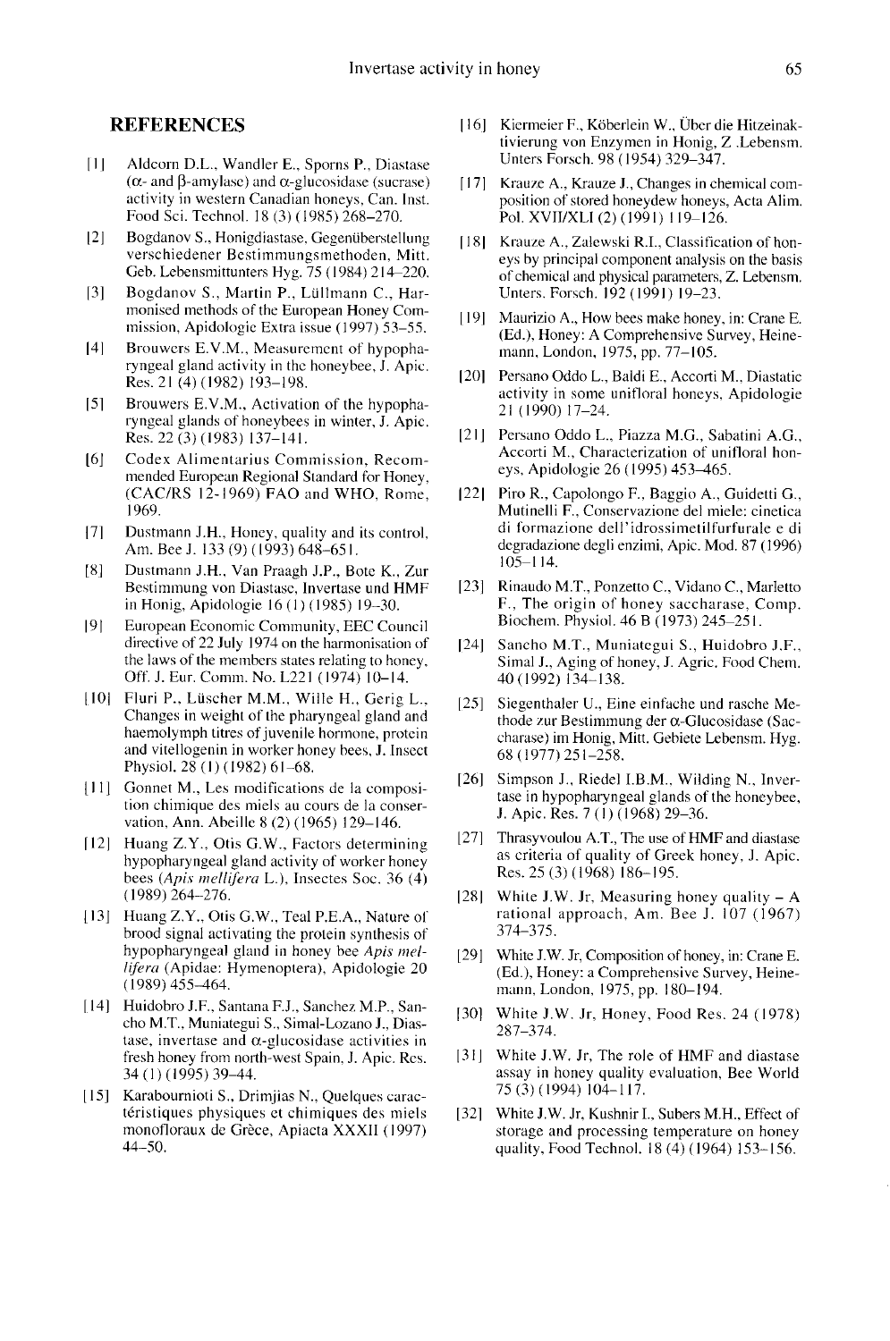## REFERENCES

[1] Aldcorn D.L., Wandler E., Sporns P., Diastase (α- and β-amylase) and α-glucosidase (sucrase) activity in western Canadian honeys, Can. Inst. Food Sci. Technol. 18 (3) (1985) 268–270.

[2] Bogdanov S., Honigdiastase, Gegenüberstellung verschiedener Bestimmungsmethoden, Mitt. Geb. Lebensmittunters Hyg. 75 (1984) 214–220.

[3] Bogdanov S., Martin P., Lüllmann C., Harmonised methods of the European Honey Commission, Apidologie Extra issue (1997) 53–55.

[4] Brouwers E.V.M., Measurement of hypopharyngeal gland activity in the honeybee, J. Apic. Res. 21 (4) (1982) 193–198.

[5] Brouwers E.V.M., Activation of the hypopharyngeal glands of honeybees in winter, J. Apic. Res. 22 (3) (1983) 137–141.

[6] Codex Alimentarius Commission, Recommended European Regional Standard for Honey, (CAC/RS 12-1969) FAO and WHO, Rome, 1969.

[7] Dustmann J.H., Honey, quality and its control, Am. Bee J. 133 (9) (1993) 648–651.

[8] Dustmann J.H., Van Praagh J.P., Bote K., Zur Bestimmung von Diastase, Invertase und HMF in Honig, Apidologie 16 (1) (1985) 19–30.

[9] European Economic Community, EEC Council directive of 22 July 1974 on the harmonisation of the laws of the members states relating to honey, Off. J. Eur. Comm. No. L221 (1974) 10–14.

[10] Fluri P., Lüscher M.M., Wille H., Gerig L., Changes in weight of the pharyngeal gland and haemolymph titres of juvenile hormone, protein and vitellogenin in worker honey bees, J. Insect Physiol. 28 (1) (1982) 61–68.

[11] Gonnet M., Les modifications de la composition chimique des miels au cours de la conservation, Ann. Abeille 8 (2) (1965) 129–146.

[12] Huang Z.Y., Otis G.W., Factors determining hypopharyngeal gland activity of worker honey bees (*Apis mellifera* L.), Insectes Soc. 36 (4) (1989) 264–276.

[13] Huang Z.Y., Otis G.W., Teal P.E.A., Nature of brood signal activating the protein synthesis of hypopharyngeal gland in honey bee *Apis mellifera* (Apidae: Hymenoptera), Apidologie 20 (1989) 455–464.

[14] Huidobro J.F., Santana F.J., Sanchez M.P., Sancho M.T., Muniategui S., Simal-Lozano J., Diastase, invertase and α-glucosidase activities in fresh honey from north-west Spain, J. Apic. Res. 34 (1) (1995) 39–44.

[15] Karabournioti S., Drimjias N., Quelques caractéristiques physiques et chimiques des miels monofloraux de Grèce, Apiacta XXXII (1997) 44–50.

[16] Kiermeier F., Köberlein W., Über die Hitzeinaktivierung von Enzymen in Honig, Z .Lebensm. Unters Forsch. 98 (1954) 329–347.

[17] Krauze A., Krauze J., Changes in chemical composition of stored honeydew honeys, Acta Alim. Pol. XVII/XLI (2) (1991) 119–126.

[18] Krauze A., Zalewski R.I., Classification of honeys by principal component analysis on the basis of chemical and physical parameters, Z. Lebensm. Unters. Forsch. 192 (1991) 19–23.

[19] Maurizio A., How bees make honey, in: Crane E. (Ed.), Honey: A Comprehensive Survey, Heinemann, London, 1975, pp. 77–105.

[20] Persano Oddo L., Baldi E., Accorti M., Diastatic activity in some unifloral honeys, Apidologie 21 (1990) 17–24.

[21] Persano Oddo L., Piazza M.G., Sabatini A.G., Accorti M., Characterization of unifloral honeys, Apidologie 26 (1995) 453–465.

[22] Piro R., Capolongo F., Baggio A., Guidetti G., Mutinelli F., Conservazione del miele: cinetica di formazione dell'idrossimetilfurfurale e di degradazione degli enzimi, Apic. Mod. 87 (1996) 105–114.

[23] Rinaudo M.T., Ponzetto C., Vidano C., Marletto F., The origin of honey saccharase, Comp. Biochem. Physiol. 46 B (1973) 245–251.

[24] Sancho M.T., Muniategui S., Huidobro J.F., Simal J., Aging of honey, J. Agric. Food Chem. 40 (1992) 134–138.

[25] Siegenthaler U., Eine einfache und rasche Methode zur Bestimmung der α-Glucosidase (Saccharase) im Honig, Mitt. Gebiete Lebensm. Hyg. 68 (1977) 251–258.

[26] Simpson J., Riedel I.B.M., Wilding N., Invertase in hypopharyngeal glands of the honeybee, J. Apic. Res. 7 (1) (1968) 29–36.

[27] Thrasyvoulou A.T., The use of HMF and diastase as criteria of quality of Greek honey, J. Apic. Res. 25 (3) (1968) 186–195.

[28] White J.W. Jr, Measuring honey quality – A rational approach, Am. Bee J. 107 (1967) 374–375.

[29] White J.W. Jr, Composition of honey, in: Crane E. (Ed.), Honey: a Comprehensive Survey, Heinemann, London, 1975, pp. 180–194.

[30] White J.W. Jr, Honey, Food Res. 24 (1978) 287–374.

[31] White J.W. Jr, The role of HMF and diastase assay in honey quality evaluation, Bee World 75 (3) (1994) 104–117.

[32] White J.W. Jr, Kushnir I., Subers M.H., Effect of storage and processing temperature on honey quality, Food Technol. 18 (4) (1964) 153–156.